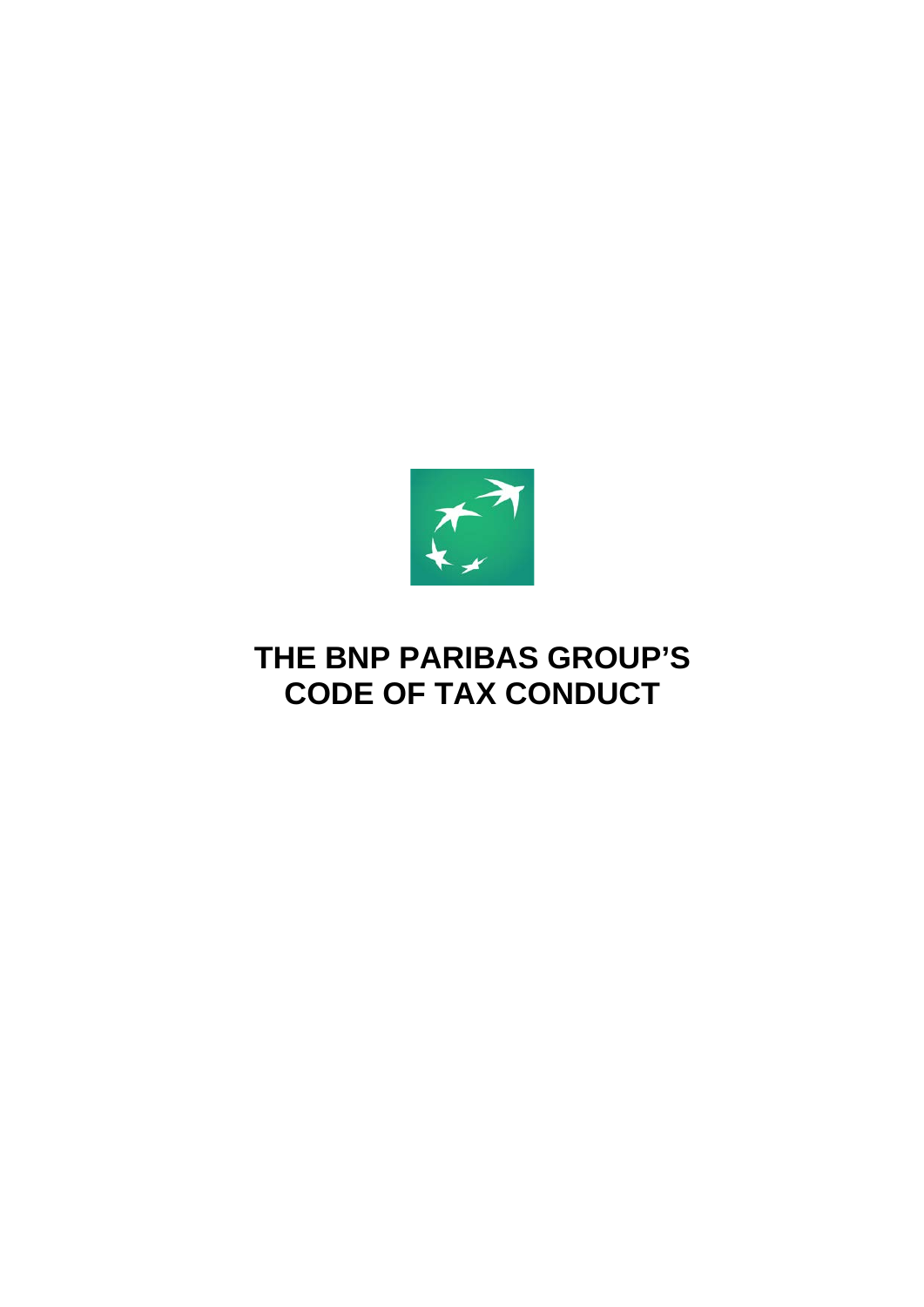# THE BNP PARIBAS GROUP'S CODE OF TAX CONDUCT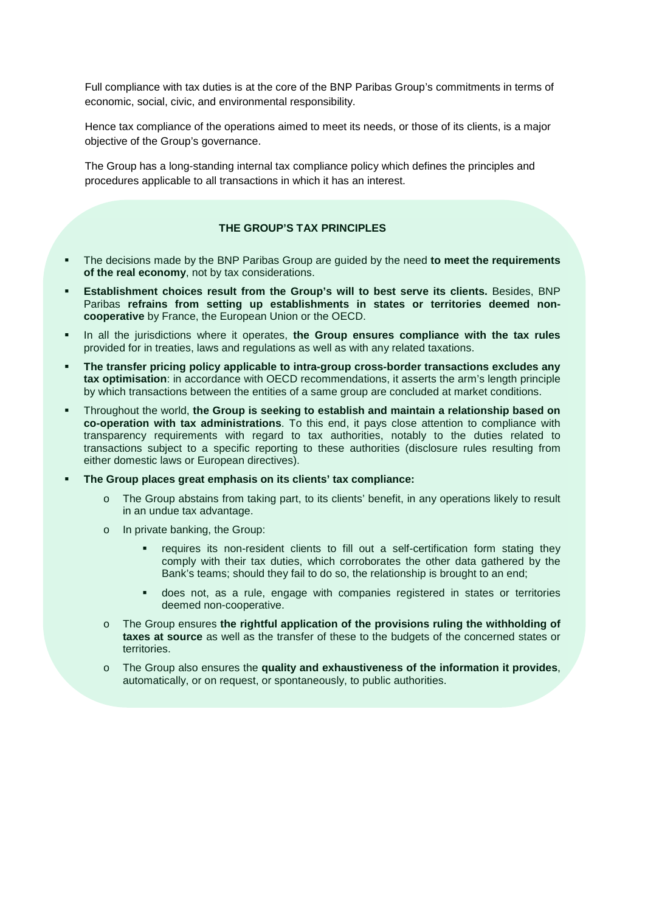Full compliance with tax duties is at the core of the BNP Paribas Group's commitments in terms of economic, social, civic, and environmental responsibility.

Hence tax compliance of the operations aimed to meet its needs, or those of its clients, is a major objective of the Group's governance.

The Group has a long-standing internal tax compliance policy which defines the principles and procedures applicable to all transactions in which it has an interest.

## THE GROUP'S TAX PRINCIPLES

- The decisions made by the BNP Paribas Group are guided by the need **to meet the requirements of the real economy**, not by tax considerations.
- **Establishment choices result from the Group's will to best serve its clients.** Besides, BNP Paribas **refrains from setting up establishments in states or territories deemed non-cooperative** by France, the European Union or the OECD.
- In all the jurisdictions where it operates, **the Group ensures compliance with the tax rules** provided for in treaties, laws and regulations as well as with any related taxations.
- **The transfer pricing policy applicable to intra-group cross-border transactions excludes any tax optimisation**: in accordance with OECD recommendations, it asserts the arm's length principle by which transactions between the entities of a same group are concluded at market conditions.
- Throughout the world, **the Group is seeking to establish and maintain a relationship based on co-operation with tax administrations**. To this end, it pays close attention to compliance with transparency requirements with regard to tax authorities, notably to the duties related to transactions subject to a specific reporting to these authorities (disclosure rules resulting from either domestic laws or European directives).
- **The Group places great emphasis on its clients' tax compliance:**
  - The Group abstains from taking part, to its clients' benefit, in any operations likely to result in an undue tax advantage.
  - In private banking, the Group:
    - requires its non-resident clients to fill out a self-certification form stating they comply with their tax duties, which corroborates the other data gathered by the Bank's teams; should they fail to do so, the relationship is brought to an end;
    - does not, as a rule, engage with companies registered in states or territories deemed non-cooperative.
  - The Group ensures **the rightful application of the provisions ruling the withholding of taxes at source** as well as the transfer of these to the budgets of the concerned states or territories.
  - The Group also ensures the **quality and exhaustiveness of the information it provides**, automatically, or on request, or spontaneously, to public authorities.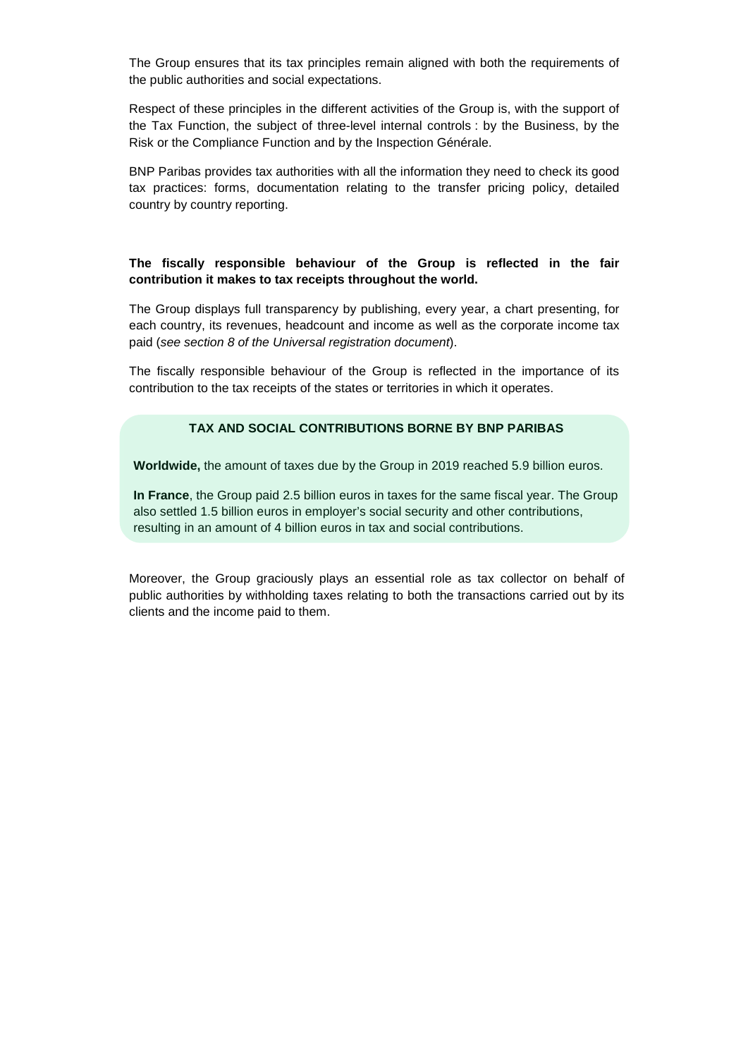The Group ensures that its tax principles remain aligned with both the requirements of the public authorities and social expectations.

Respect of these principles in the different activities of the Group is, with the support of the Tax Function, the subject of three-level internal controls : by the Business, by the Risk or the Compliance Function and by the Inspection Générale.

BNP Paribas provides tax authorities with all the information they need to check its good tax practices: forms, documentation relating to the transfer pricing policy, detailed country by country reporting.

**The fiscally responsible behaviour of the Group is reflected in the fair contribution it makes to tax receipts throughout the world.**

The Group displays full transparency by publishing, every year, a chart presenting, for each country, its revenues, headcount and income as well as the corporate income tax paid (*see section 8 of the Universal registration document*).

The fiscally responsible behaviour of the Group is reflected in the importance of its contribution to the tax receipts of the states or territories in which it operates.

**TAX AND SOCIAL CONTRIBUTIONS BORNE BY BNP PARIBAS**

**Worldwide,** the amount of taxes due by the Group in 2019 reached 5.9 billion euros.

**In France**, the Group paid 2.5 billion euros in taxes for the same fiscal year. The Group also settled 1.5 billion euros in employer's social security and other contributions, resulting in an amount of 4 billion euros in tax and social contributions.

Moreover, the Group graciously plays an essential role as tax collector on behalf of public authorities by withholding taxes relating to both the transactions carried out by its clients and the income paid to them.